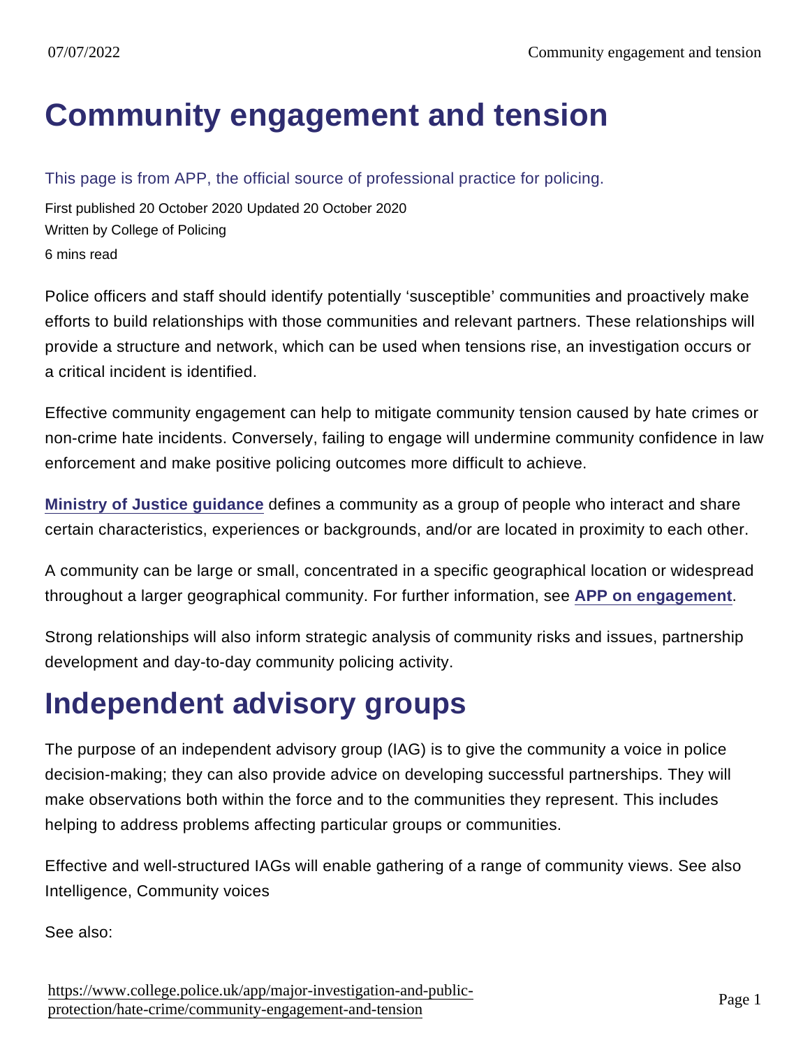# Community engagement and tension

This page is from APP, the official source of professional practice for policing.

First published 20 October 2020 Updated 20 October 2020

Written by College of Policing

6 mins read

Police officers and staff should identify potentially 'susceptible' communities and proactively make efforts to build relationships with those communities and relevant partners. These relationships will provide a structure and network, which can be used when tensions rise, an investigation occurs or a critical incident is identified.

Effective community engagement can help to mitigate community tension caused by hate crimes or non-crime hate incidents. Conversely, failing to engage will undermine community confidence in law enforcement and make positive policing outcomes more difficult to achieve.

**Ministry of Justice guidance** defines a community as a group of people who interact and share certain characteristics, experiences or backgrounds, and/or are located in proximity to each other.

A community can be large or small, concentrated in a specific geographical location or widespread throughout a larger geographical community. For further information, see **APP on engagement**.

Strong relationships will also inform strategic analysis of community risks and issues, partnership development and day-to-day community policing activity.

# Independent advisory groups

The purpose of an independent advisory group (IAG) is to give the community a voice in police decision-making; they can also provide advice on developing successful partnerships. They will make observations both within the force and to the communities they represent. This includes helping to address problems affecting particular groups or communities.

Effective and well-structured IAGs will enable gathering of a range of community views. See also Intelligence, Community voices

See also: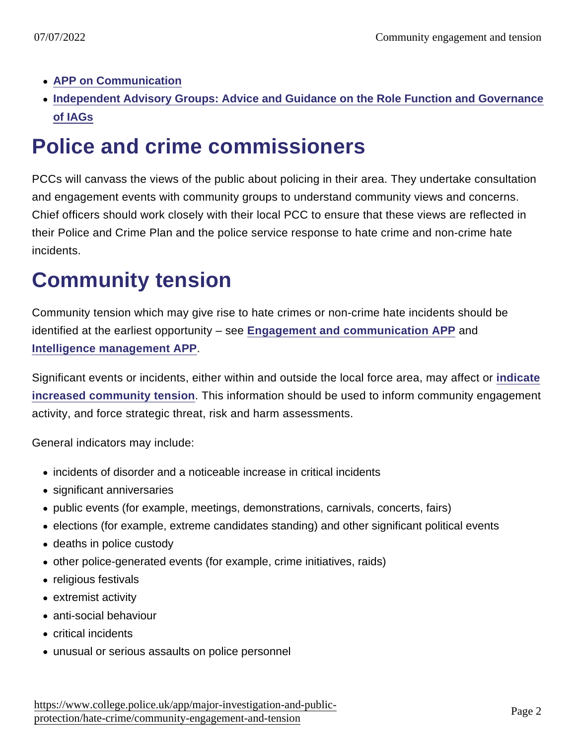- APP on Communication
- Independent Advisory Groups: Advice and Guidance on the Role Function and Governance of IAGs

# Police and crime commissioners

PCCs will canvass the views of the public about policing in their area. They undertake consultation and engagement events with community groups to understand community views and concerns. Chief officers should work closely with their local PCC to ensure that these views are reflected in their Police and Crime Plan and the police service response to hate crime and non-crime hate incidents.

# Community tension

Community tension which may give rise to hate crimes or non-crime hate incidents should be identified at the earliest opportunity – see Engagement and communication APP and Intelligence management APP.

Significant events or incidents, either within and outside the local force area, may affect or indicate increased community tension. This information should be used to inform community engagement activity, and force strategic threat, risk and harm assessments.

General indicators may include:

- incidents of disorder and a noticeable increase in critical incidents
- significant anniversaries
- public events (for example, meetings, demonstrations, carnivals, concerts, fairs)
- elections (for example, extreme candidates standing) and other significant political events
- deaths in police custody
- other police-generated events (for example, crime initiatives, raids)
- religious festivals
- extremist activity
- anti-social behaviour
- critical incidents
- unusual or serious assaults on police personnel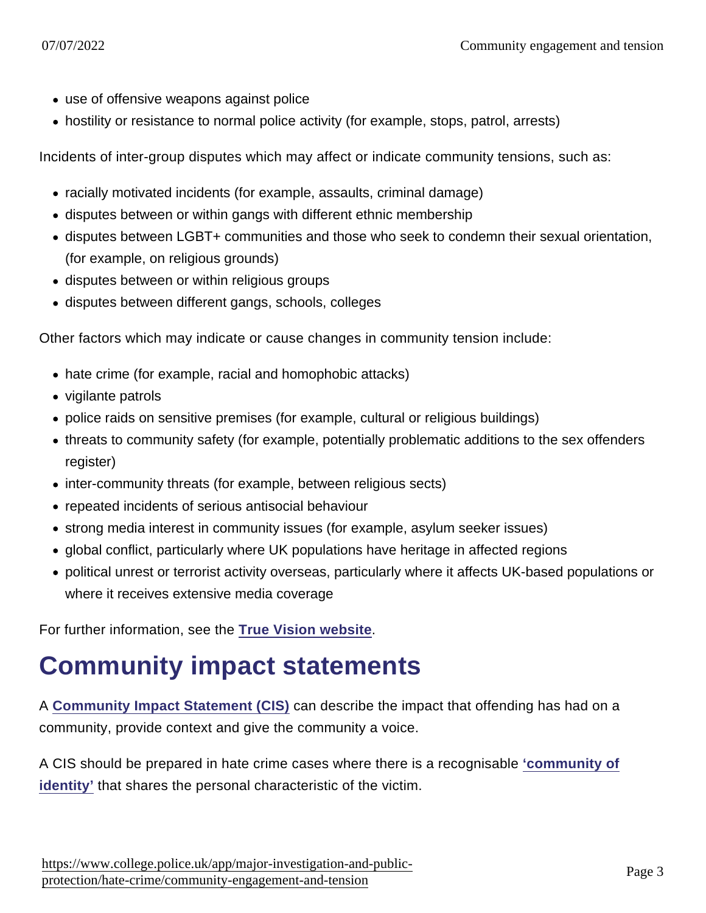- use of offensive weapons against police
- hostility or resistance to normal police activity (for example, stops, patrol, arrests)

Incidents of inter-group disputes which may affect or indicate community tensions, such as:

- racially motivated incidents (for example, assaults, criminal damage)
- disputes between or within gangs with different ethnic membership
- disputes between LGBT+ communities and those who seek to condemn their sexual orientation, (for example, on religious grounds)
- disputes between or within religious groups
- disputes between different gangs, schools, colleges

Other factors which may indicate or cause changes in community tension include:

- hate crime (for example, racial and homophobic attacks)
- vigilante patrols
- police raids on sensitive premises (for example, cultural or religious buildings)
- threats to community safety (for example, potentially problematic additions to the sex offenders register)
- inter-community threats (for example, between religious sects)
- repeated incidents of serious antisocial behaviour
- strong media interest in community issues (for example, asylum seeker issues)
- global conflict, particularly where UK populations have heritage in affected regions
- political unrest or terrorist activity overseas, particularly where it affects UK-based populations or where it receives extensive media coverage

For further information, see the **True Vision website**.

# Community impact statements

A **Community Impact Statement (CIS)** can describe the impact that offending has had on a community, provide context and give the community a voice.

A CIS should be prepared in hate crime cases where there is a recognisable **'community of identity'** that shares the personal characteristic of the victim.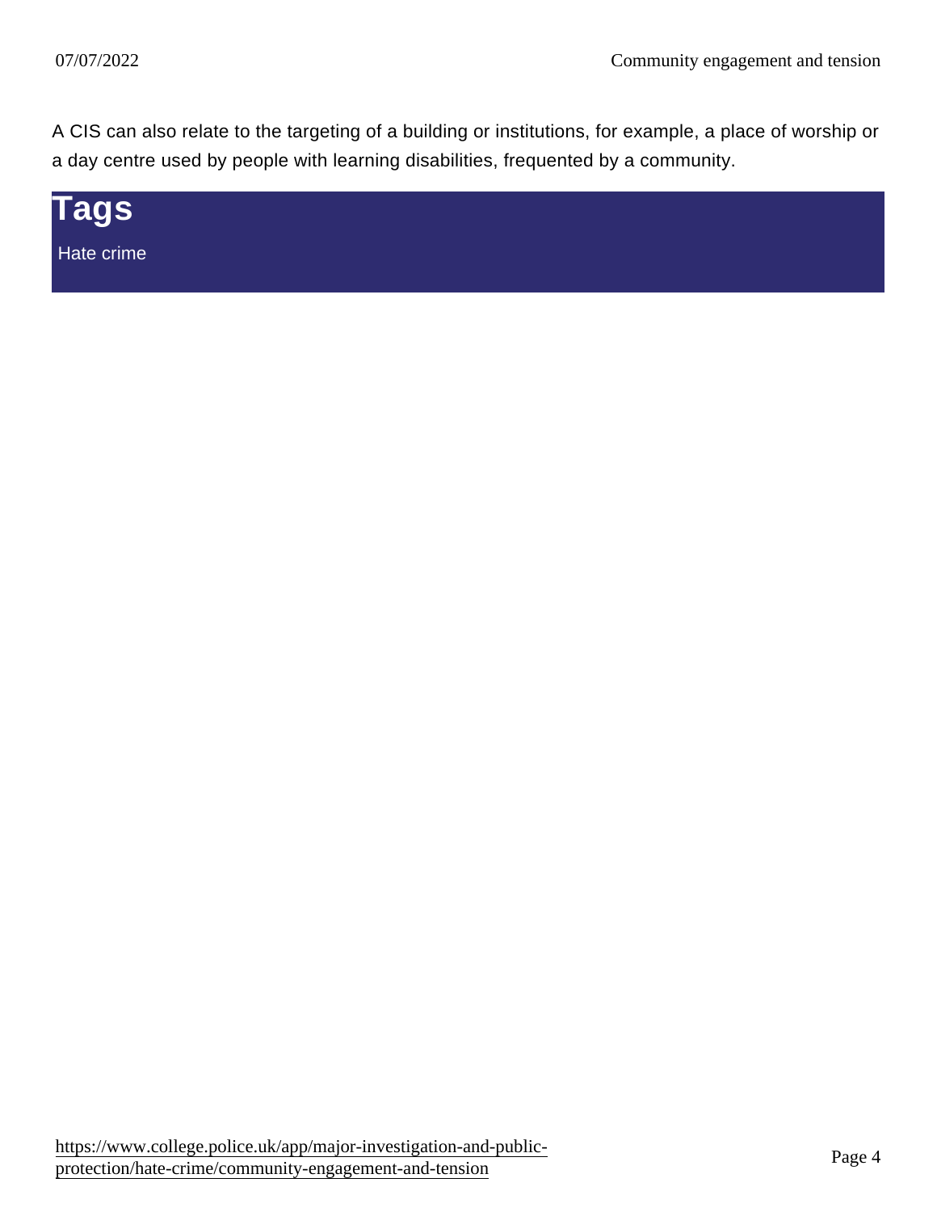A CIS can also relate to the targeting of a building or institutions, for example, a place of worship or a day centre used by people with learning disabilities, frequented by a community.

## Tags

Hate crime